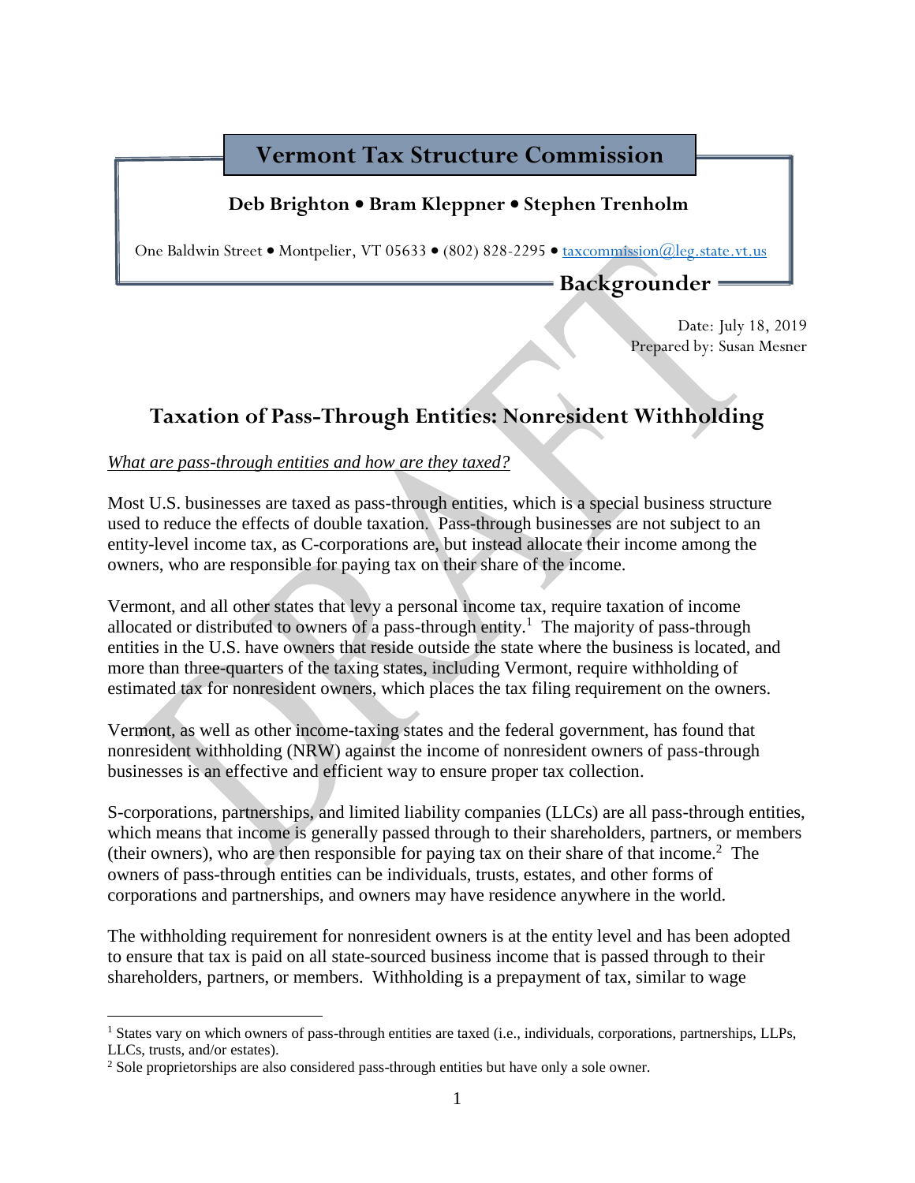# Vermont Tax Structure Commission

**Deb Brighton • Bram Kleppner • Stephen Trenholm**

One Baldwin Street • Montpelier, VT 05633 • (802) 828-2295 • taxcommission@leg.state.vt.us

**Backgrounder**

Date: July 18, 2019
Prepared by: Susan Mesner

## Taxation of Pass-Through Entities: Nonresident Withholding

*What are pass-through entities and how are they taxed?*

Most U.S. businesses are taxed as pass-through entities, which is a special business structure used to reduce the effects of double taxation. Pass-through businesses are not subject to an entity-level income tax, as C-corporations are, but instead allocate their income among the owners, who are responsible for paying tax on their share of the income.

Vermont, and all other states that levy a personal income tax, require taxation of income allocated or distributed to owners of a pass-through entity.[1] The majority of pass-through entities in the U.S. have owners that reside outside the state where the business is located, and more than three-quarters of the taxing states, including Vermont, require withholding of estimated tax for nonresident owners, which places the tax filing requirement on the owners.

Vermont, as well as other income-taxing states and the federal government, has found that nonresident withholding (NRW) against the income of nonresident owners of pass-through businesses is an effective and efficient way to ensure proper tax collection.

S-corporations, partnerships, and limited liability companies (LLCs) are all pass-through entities, which means that income is generally passed through to their shareholders, partners, or members (their owners), who are then responsible for paying tax on their share of that income.[2] The owners of pass-through entities can be individuals, trusts, estates, and other forms of corporations and partnerships, and owners may have residence anywhere in the world.

The withholding requirement for nonresident owners is at the entity level and has been adopted to ensure that tax is paid on all state-sourced business income that is passed through to their shareholders, partners, or members. Withholding is a prepayment of tax, similar to wage

---

[1] States vary on which owners of pass-through entities are taxed (i.e., individuals, corporations, partnerships, LLPs, LLCs, trusts, and/or estates).

[2] Sole proprietorships are also considered pass-through entities but have only a sole owner.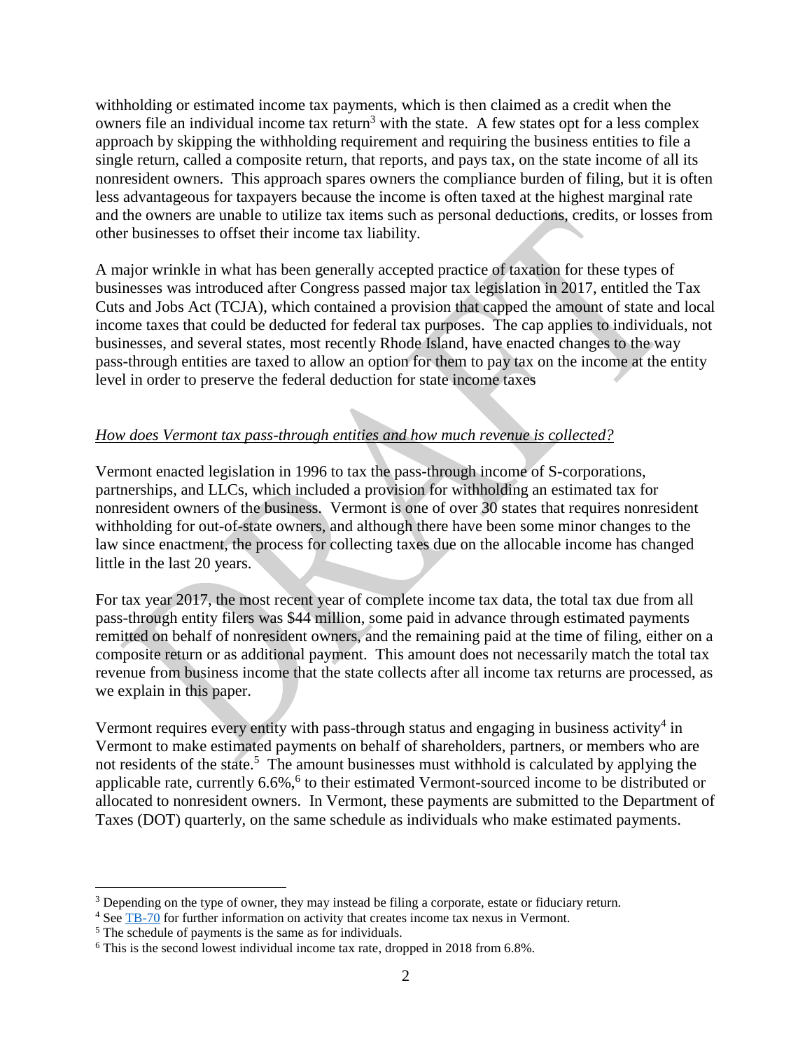withholding or estimated income tax payments, which is then claimed as a credit when the owners file an individual income tax return[3] with the state. A few states opt for a less complex approach by skipping the withholding requirement and requiring the business entities to file a single return, called a composite return, that reports, and pays tax, on the state income of all its nonresident owners. This approach spares owners the compliance burden of filing, but it is often less advantageous for taxpayers because the income is often taxed at the highest marginal rate and the owners are unable to utilize tax items such as personal deductions, credits, or losses from other businesses to offset their income tax liability.

A major wrinkle in what has been generally accepted practice of taxation for these types of businesses was introduced after Congress passed major tax legislation in 2017, entitled the Tax Cuts and Jobs Act (TCJA), which contained a provision that capped the amount of state and local income taxes that could be deducted for federal tax purposes. The cap applies to individuals, not businesses, and several states, most recently Rhode Island, have enacted changes to the way pass-through entities are taxed to allow an option for them to pay tax on the income at the entity level in order to preserve the federal deduction for state income taxes

*How does Vermont tax pass-through entities and how much revenue is collected?*

Vermont enacted legislation in 1996 to tax the pass-through income of S-corporations, partnerships, and LLCs, which included a provision for withholding an estimated tax for nonresident owners of the business. Vermont is one of over 30 states that requires nonresident withholding for out-of-state owners, and although there have been some minor changes to the law since enactment, the process for collecting taxes due on the allocable income has changed little in the last 20 years.

For tax year 2017, the most recent year of complete income tax data, the total tax due from all pass-through entity filers was $44 million, some paid in advance through estimated payments remited on behalf of nonresident owners, and the remaining paid at the time of filing, either on a composite return or as additional payment. This amount does not necessarily match the total tax revenue from business income that the state collects after all income tax returns are processed, as we explain in this paper.

Vermont requires every entity with pass-through status and engaging in business activity[4] in Vermont to make estimated payments on behalf of shareholders, partners, or members who are not residents of the state.[5] The amount businesses must withhold is calculated by applying the applicable rate, currently 6.6%,[6] to their estimated Vermont-sourced income to be distributed or allocated to nonresident owners. In Vermont, these payments are submitted to the Department of Taxes (DOT) quarterly, on the same schedule as individuals who make estimated payments.

---

[3] Depending on the type of owner, they may instead be filing a corporate, estate or fiduciary return.

[4] See TB-70 for further information on activity that creates income tax nexus in Vermont.

[5] The schedule of payments is the same as for individuals.

[6] This is the second lowest individual income tax rate, dropped in 2018 from 6.8%.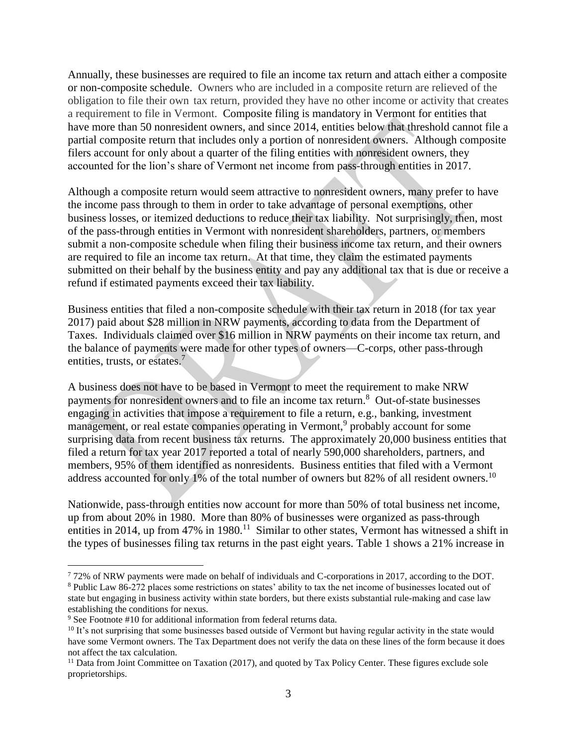Annually, these businesses are required to file an income tax return and attach either a composite or non-composite schedule. Owners who are included in a composite return are relieved of the obligation to file their own tax return, provided they have no other income or activity that creates a requirement to file in Vermont. Composite filing is mandatory in Vermont for entities that have more than 50 nonresident owners, and since 2014, entities below that threshold cannot file a partial composite return that includes only a portion of nonresident owners. Although composite filers account for only about a quarter of the filing entities with nonresident owners, they accounted for the lion's share of Vermont net income from pass-through entities in 2017.

Although a composite return would seem attractive to nonresident owners, many prefer to have the income pass through to them in order to take advantage of personal exemptions, other business losses, or itemized deductions to reduce their tax liability. Not surprisingly, then, most of the pass-through entities in Vermont with nonresident shareholders, partners, or members submit a non-composite schedule when filing their business income tax return, and their owners are required to file an income tax return. At that time, they claim the estimated payments submitted on their behalf by the business entity and pay any additional tax that is due or receive a refund if estimated payments exceed their tax liability.

Business entities that filed a non-composite schedule with their tax return in 2018 (for tax year 2017) paid about $28 million in NRW payments, according to data from the Department of Taxes. Individuals claimed over $16 million in NRW payments on their income tax return, and the balance of payments were made for other types of owners—C-corps, other pass-through entities, trusts, or estates.[7]

A business does not have to be based in Vermont to meet the requirement to make NRW payments for nonresident owners and to file an income tax return.[8] Out-of-state businesses engaging in activities that impose a requirement to file a return, e.g., banking, investment management, or real estate companies operating in Vermont,[9] probably account for some surprising data from recent business tax returns. The approximately 20,000 business entities that filed a return for tax year 2017 reported a total of nearly 590,000 shareholders, partners, and members, 95% of them identified as nonresidents. Business entities that filed with a Vermont address accounted for only 1% of the total number of owners but 82% of all resident owners.[10]

Nationwide, pass-through entities now account for more than 50% of total business net income, up from about 20% in 1980. More than 80% of businesses were organized as pass-through entities in 2014, up from 47% in 1980.[11] Similar to other states, Vermont has witnessed a shift in the types of businesses filing tax returns in the past eight years. Table 1 shows a 21% increase in

---

[7] 72% of NRW payments were made on behalf of individuals and C-corporations in 2017, according to the DOT.

[8] Public Law 86-272 places some restrictions on states' ability to tax the net income of businesses located out of state but engaging in business activity within state borders, but there exists substantial rule-making and case law establishing the conditions for nexus.

[9] See Footnote #10 for additional information from federal returns data.

[10] It's not surprising that some businesses based outside of Vermont but having regular activity in the state would have some Vermont owners. The Tax Department does not verify the data on these lines of the form because it does not affect the tax calculation.

[11] Data from Joint Committee on Taxation (2017), and quoted by Tax Policy Center. These figures exclude sole proprietorships.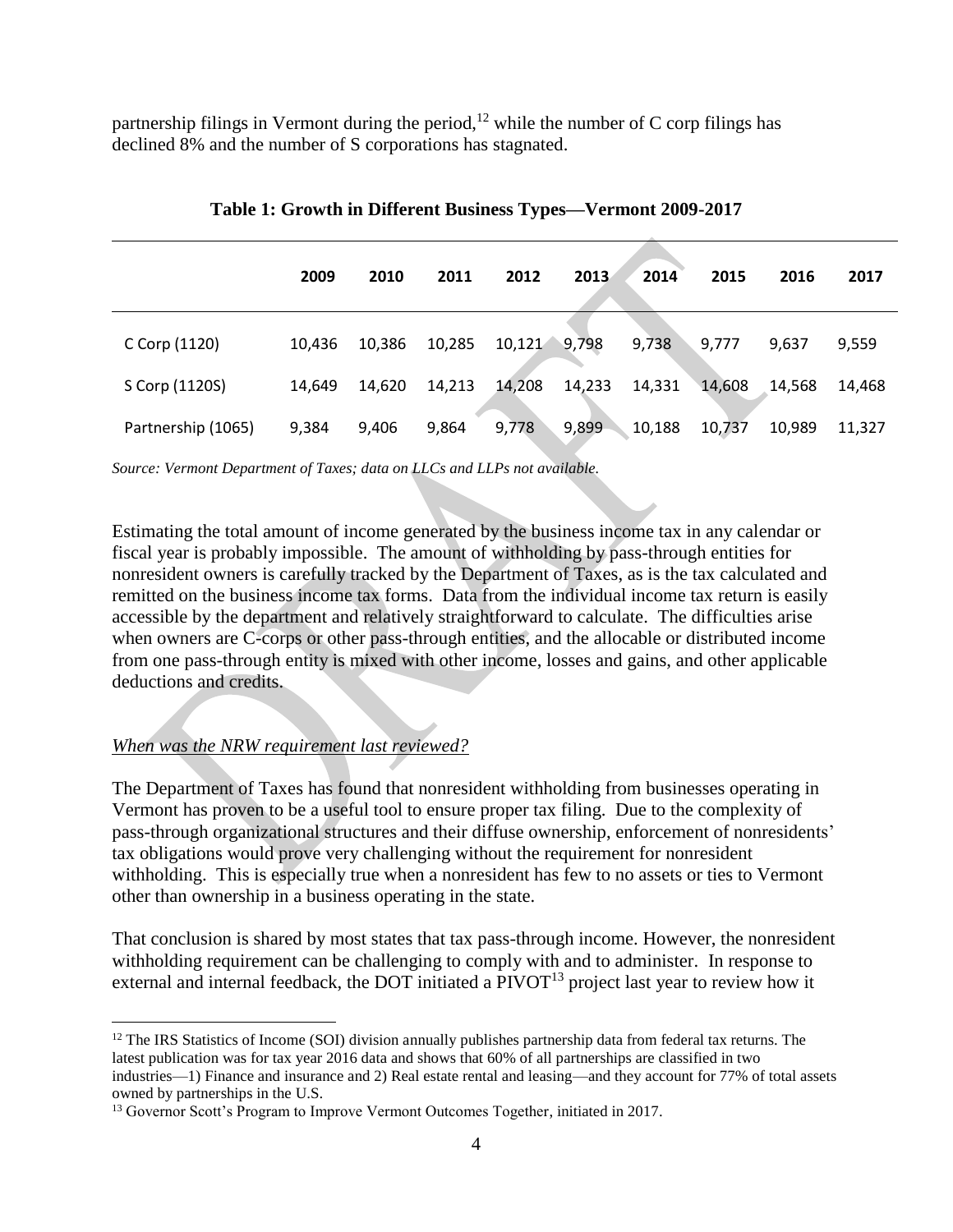partnership filings in Vermont during the period,[12] while the number of C corp filings has declined 8% and the number of S corporations has stagnated.

**Table 1: Growth in Different Business Types—Vermont 2009-2017**

| | 2009 | 2010 | 2011 | 2012 | 2013 | 2014 | 2015 | 2016 | 2017 |
|---|---|---|---|---|---|---|---|---|---|
| C Corp (1120) | 10,436 | 10,386 | 10,285 | 10,121 | 9,798 | 9,738 | 9,777 | 9,637 | 9,559 |
| S Corp (1120S) | 14,649 | 14,620 | 14,213 | 14,208 | 14,233 | 14,331 | 14,608 | 14,568 | 14,468 |
| Partnership (1065) | 9,384 | 9,406 | 9,864 | 9,778 | 9,899 | 10,188 | 10,737 | 10,989 | 11,327 |

*Source: Vermont Department of Taxes; data on LLCs and LLPs not available.*

Estimating the total amount of income generated by the business income tax in any calendar or fiscal year is probably impossible. The amount of withholding by pass-through entities for nonresident owners is carefully tracked by the Department of Taxes, as is the tax calculated and remitted on the business income tax forms. Data from the individual income tax return is easily accessible by the department and relatively straightforward to calculate. The difficulties arise when owners are C-corps or other pass-through entities, and the allocable or distributed income from one pass-through entity is mixed with other income, losses and gains, and other applicable deductions and credits.

*When was the NRW requirement last reviewed?*

The Department of Taxes has found that nonresident withholding from businesses operating in Vermont has proven to be a useful tool to ensure proper tax filing. Due to the complexity of pass-through organizational structures and their diffuse ownership, enforcement of nonresidents' tax obligations would prove very challenging without the requirement for nonresident withholding. This is especially true when a nonresident has few to no assets or ties to Vermont other than ownership in a business operating in the state.

That conclusion is shared by most states that tax pass-through income. However, the nonresident withholding requirement can be challenging to comply with and to administer. In response to external and internal feedback, the DOT initiated a PIVOT[13] project last year to review how it

[12] The IRS Statistics of Income (SOI) division annually publishes partnership data from federal tax returns. The latest publication was for tax year 2016 data and shows that 60% of all partnerships are classified in two industries—1) Finance and insurance and 2) Real estate rental and leasing—and they account for 77% of total assets owned by partnerships in the U.S.

[13] Governor Scott's Program to Improve Vermont Outcomes Together, initiated in 2017.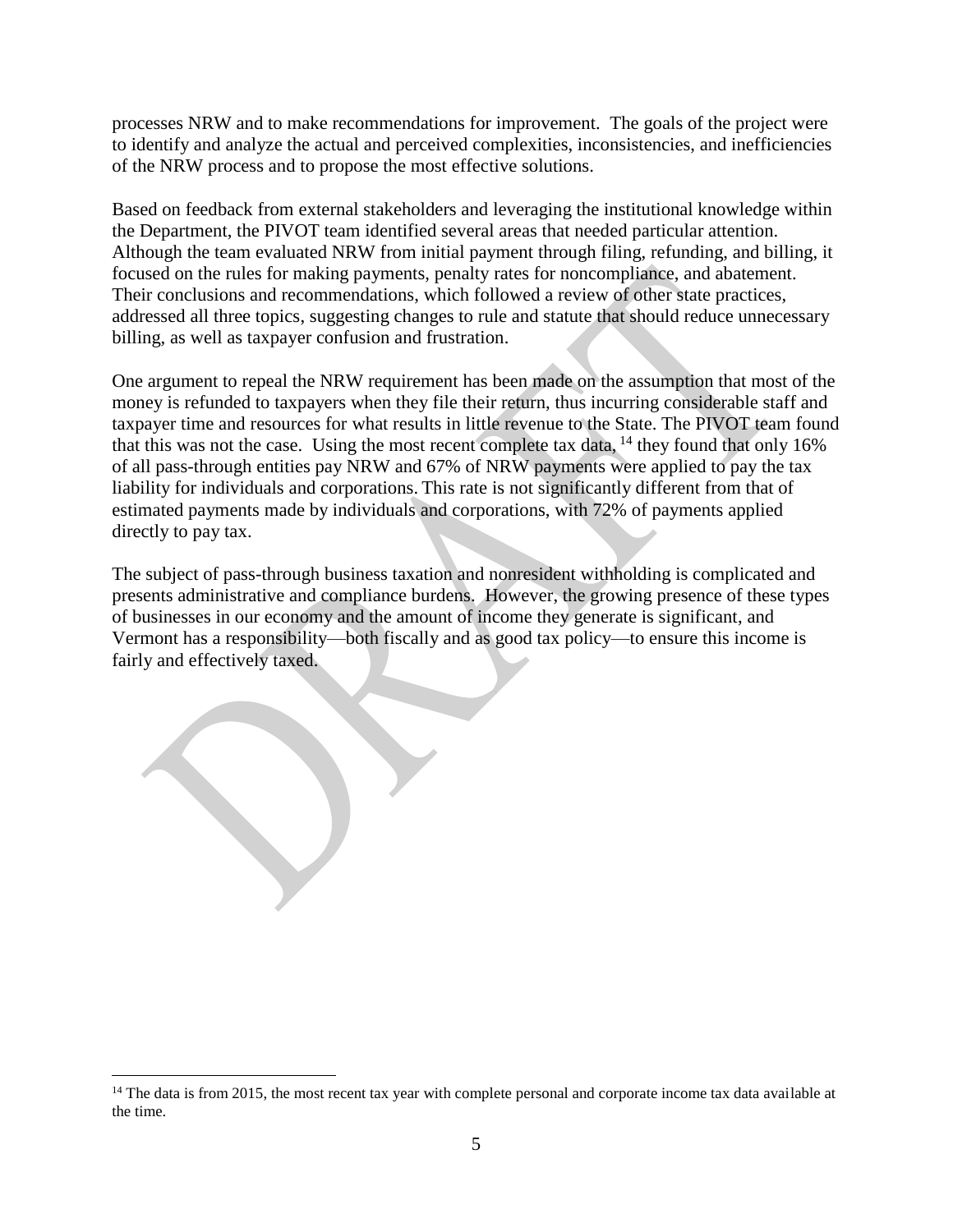processes NRW and to make recommendations for improvement. The goals of the project were to identify and analyze the actual and perceived complexities, inconsistencies, and inefficiencies of the NRW process and to propose the most effective solutions.

Based on feedback from external stakeholders and leveraging the institutional knowledge within the Department, the PIVOT team identified several areas that needed particular attention. Although the team evaluated NRW from initial payment through filing, refunding, and billing, it focused on the rules for making payments, penalty rates for noncompliance, and abatement. Their conclusions and recommendations, which followed a review of other state practices, addressed all three topics, suggesting changes to rule and statute that should reduce unnecessary billing, as well as taxpayer confusion and frustration.

One argument to repeal the NRW requirement has been made on the assumption that most of the money is refunded to taxpayers when they file their return, thus incurring considerable staff and taxpayer time and resources for what results in little revenue to the State. The PIVOT team found that this was not the case. Using the most recent complete tax data,[14] they found that only 16% of all pass-through entities pay NRW and 67% of NRW payments were applied to pay the tax liability for individuals and corporations. This rate is not significantly different from that of estimated payments made by individuals and corporations, with 72% of payments applied directly to pay tax.

The subject of pass-through business taxation and nonresident withholding is complicated and presents administrative and compliance burdens. However, the growing presence of these types of businesses in our economy and the amount of income they generate is significant, and Vermont has a responsibility—both fiscally and as good tax policy—to ensure this income is fairly and effectively taxed.

---

[14] The data is from 2015, the most recent tax year with complete personal and corporate income tax data available at the time.